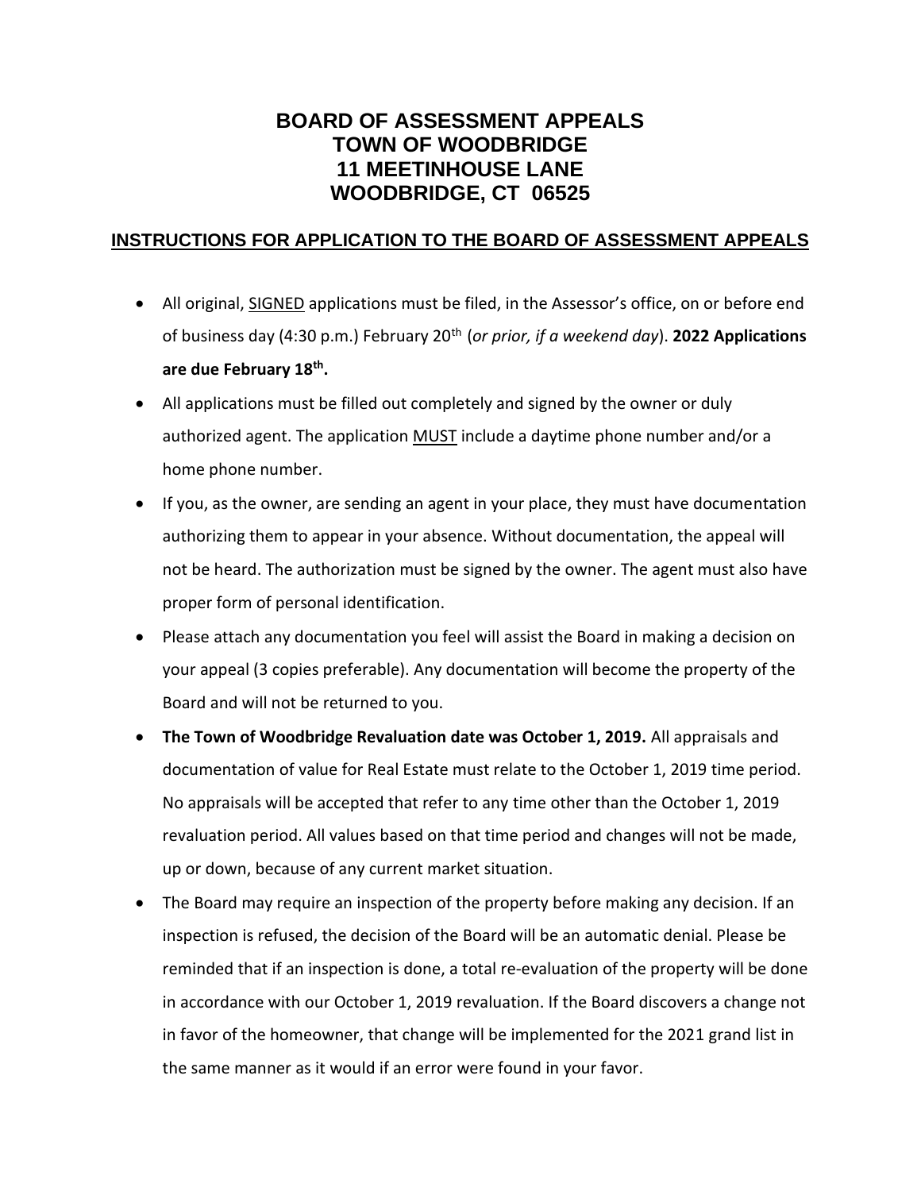# BOARD OF ASSESSMENT APPEALS
# TOWN OF WOODBRIDGE
# 11 MEETINHOUSE LANE
# WOODBRIDGE, CT 06525

## INSTRUCTIONS FOR APPLICATION TO THE BOARD OF ASSESSMENT APPEALS

- All original, SIGNED applications must be filed, in the Assessor's office, on or before end of business day (4:30 p.m.) February 20th (*or prior, if a weekend day*). **2022 Applications are due February 18th.**
- All applications must be filled out completely and signed by the owner or duly authorized agent. The application MUST include a daytime phone number and/or a home phone number.
- If you, as the owner, are sending an agent in your place, they must have documentation authorizing them to appear in your absence. Without documentation, the appeal will not be heard. The authorization must be signed by the owner. The agent must also have proper form of personal identification.
- Please attach any documentation you feel will assist the Board in making a decision on your appeal (3 copies preferable). Any documentation will become the property of the Board and will not be returned to you.
- **The Town of Woodbridge Revaluation date was October 1, 2019.** All appraisals and documentation of value for Real Estate must relate to the October 1, 2019 time period. No appraisals will be accepted that refer to any time other than the October 1, 2019 revaluation period. All values based on that time period and changes will not be made, up or down, because of any current market situation.
- The Board may require an inspection of the property before making any decision. If an inspection is refused, the decision of the Board will be an automatic denial. Please be reminded that if an inspection is done, a total re-evaluation of the property will be done in accordance with our October 1, 2019 revaluation. If the Board discovers a change not in favor of the homeowner, that change will be implemented for the 2021 grand list in the same manner as it would if an error were found in your favor.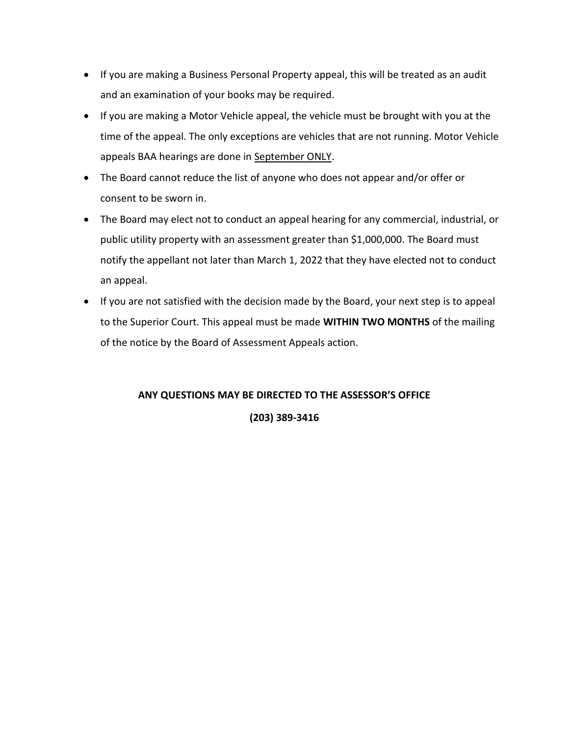- If you are making a Business Personal Property appeal, this will be treated as an audit and an examination of your books may be required.
- If you are making a Motor Vehicle appeal, the vehicle must be brought with you at the time of the appeal. The only exceptions are vehicles that are not running. Motor Vehicle appeals BAA hearings are done in <u>September ONLY</u>.
- The Board cannot reduce the list of anyone who does not appear and/or offer or consent to be sworn in.
- The Board may elect not to conduct an appeal hearing for any commercial, industrial, or public utility property with an assessment greater than $1,000,000. The Board must notify the appellant not later than March 1, 2022 that they have elected not to conduct an appeal.
- If you are not satisfied with the decision made by the Board, your next step is to appeal to the Superior Court. This appeal must be made **WITHIN TWO MONTHS** of the mailing of the notice by the Board of Assessment Appeals action.

**ANY QUESTIONS MAY BE DIRECTED TO THE ASSESSOR'S OFFICE**

**(203) 389-3416**